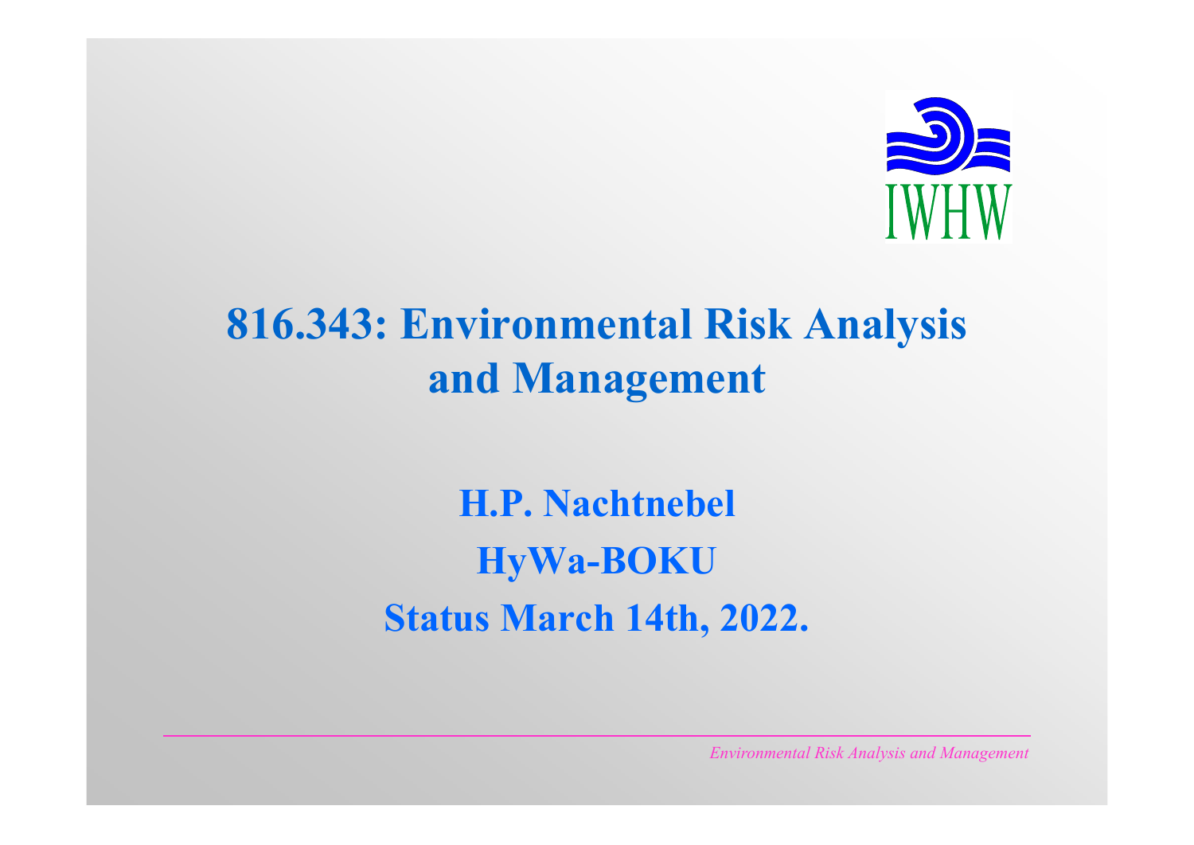# 816.343: Environmental Risk Analysis and Management

**H.P. Nachtnebel**

**HyWa-BOKU**

**Status March 14th, 2022.**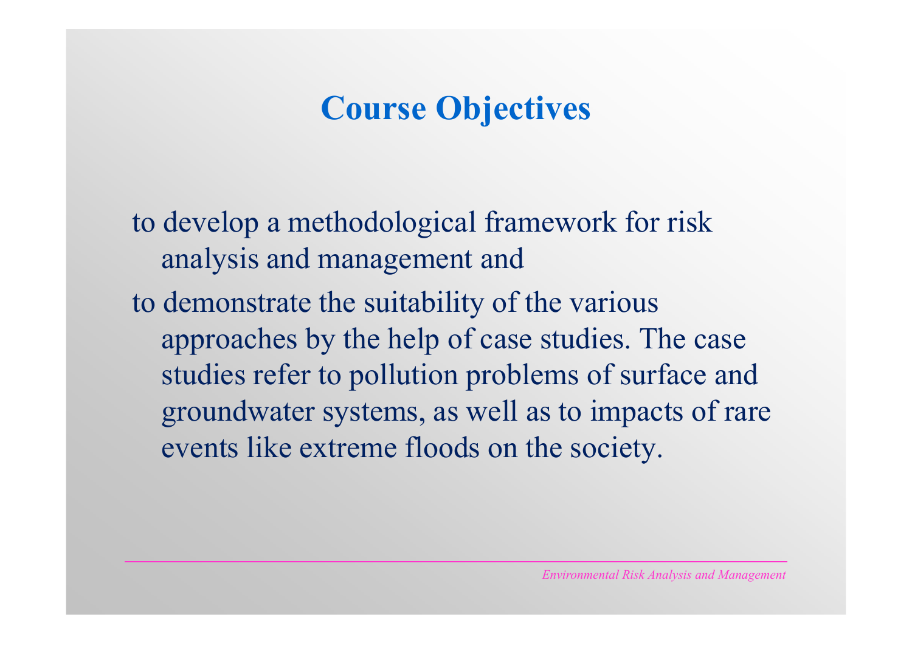# Course Objectives

to develop a methodological framework for risk analysis and management and

to demonstrate the suitability of the various approaches by the help of case studies. The case studies refer to pollution problems of surface and groundwater systems, as well as to impacts of rare events like extreme floods on the society.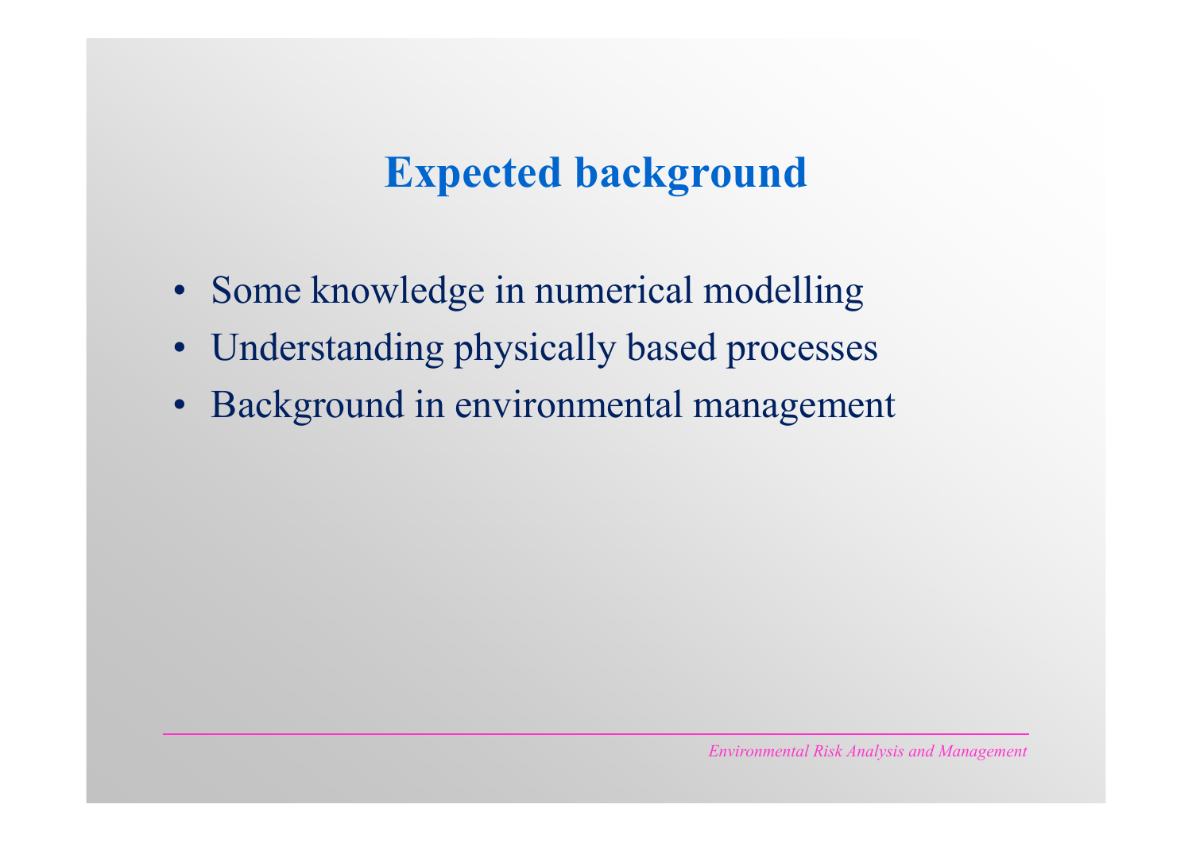# Expected background

- Some knowledge in numerical modelling
- Understanding physically based processes
- Background in environmental management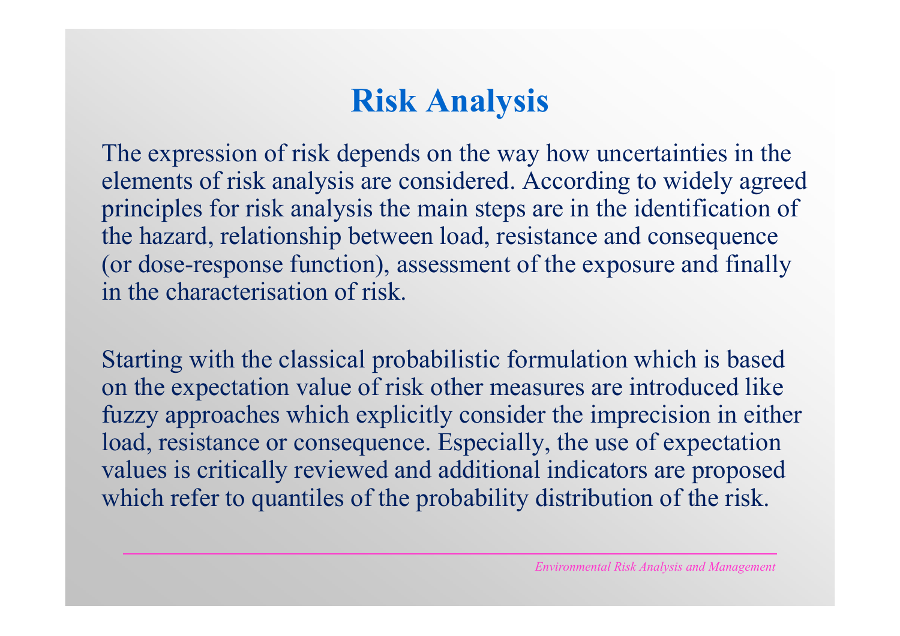# Risk Analysis

The expression of risk depends on the way how uncertainties in the elements of risk analysis are considered. According to widely agreed principles for risk analysis the main steps are in the identification of the hazard, relationship between load, resistance and consequence (or dose-response function), assessment of the exposure and finally in the characterisation of risk.

Starting with the classical probabilistic formulation which is based on the expectation value of risk other measures are introduced like fuzzy approaches which explicitly consider the imprecision in either load, resistance or consequence. Especially, the use of expectation values is critically reviewed and additional indicators are proposed which refer to quantiles of the probability distribution of the risk.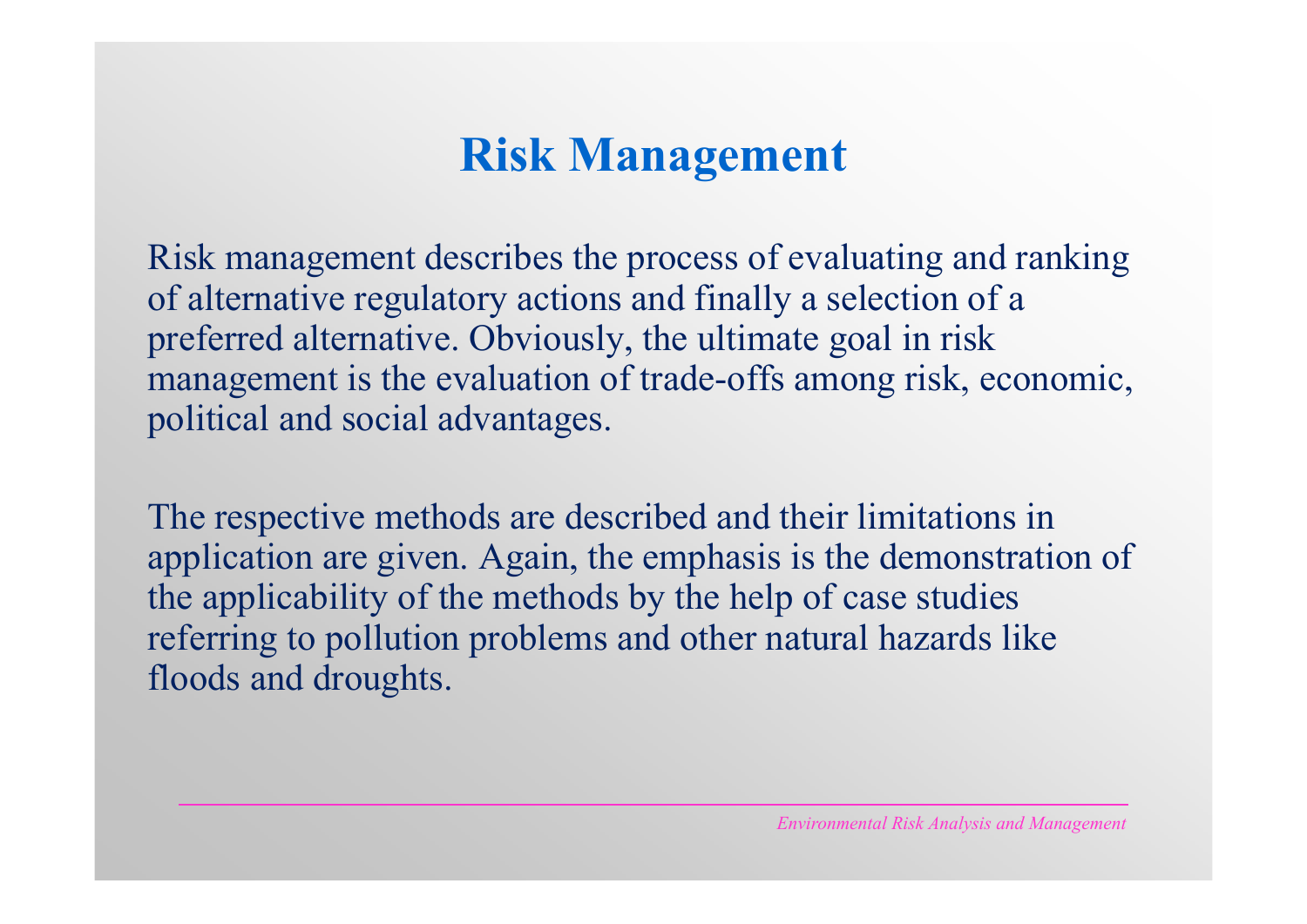# Risk Management

Risk management describes the process of evaluating and ranking of alternative regulatory actions and finally a selection of a preferred alternative. Obviously, the ultimate goal in risk management is the evaluation of trade-offs among risk, economic, political and social advantages.

The respective methods are described and their limitations in application are given. Again, the emphasis is the demonstration of the applicability of the methods by the help of case studies referring to pollution problems and other natural hazards like floods and droughts.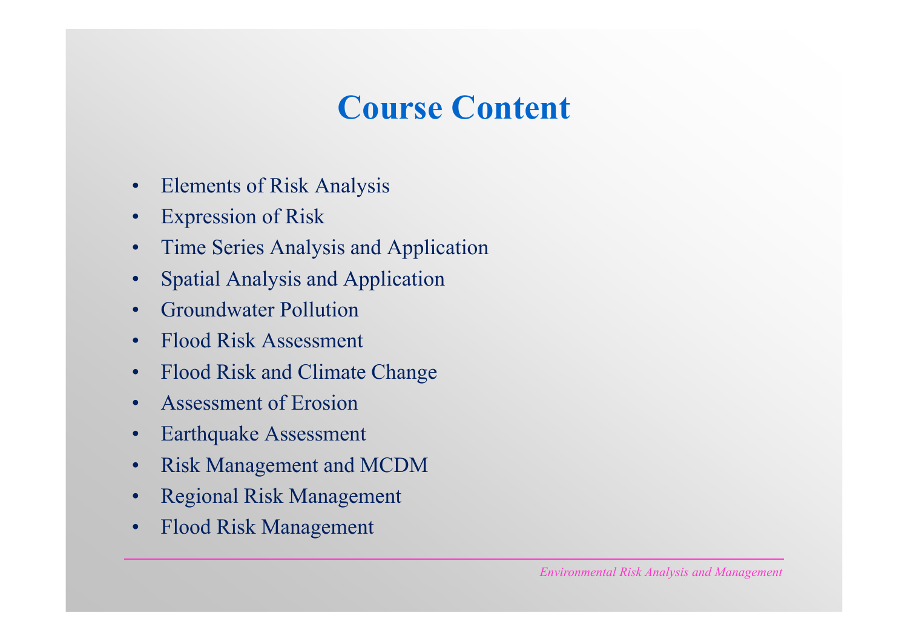# Course Content

- Elements of Risk Analysis
- Expression of Risk
- Time Series Analysis and Application
- Spatial Analysis and Application
- Groundwater Pollution
- Flood Risk Assessment
- Flood Risk and Climate Change
- Assessment of Erosion
- Earthquake Assessment
- Risk Management and MCDM
- Regional Risk Management
- Flood Risk Management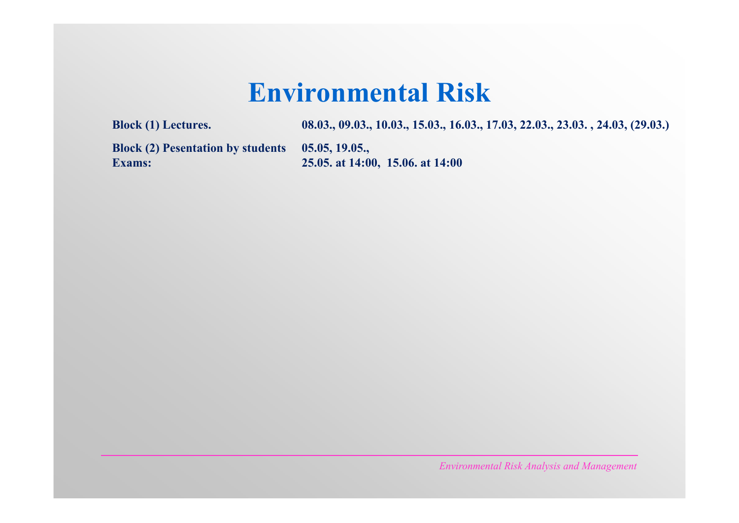# Environmental Risk

| | |
|---|---|
| **Block (1) Lectures.** | **08.03., 09.03., 10.03., 15.03., 16.03., 17.03, 22.03., 23.03. , 24.03, (29.03.)** |
| **Block (2) Pesentation by students** | **05.05, 19.05.,** |
| **Exams:** | **25.05. at 14:00, 15.06. at 14:00** |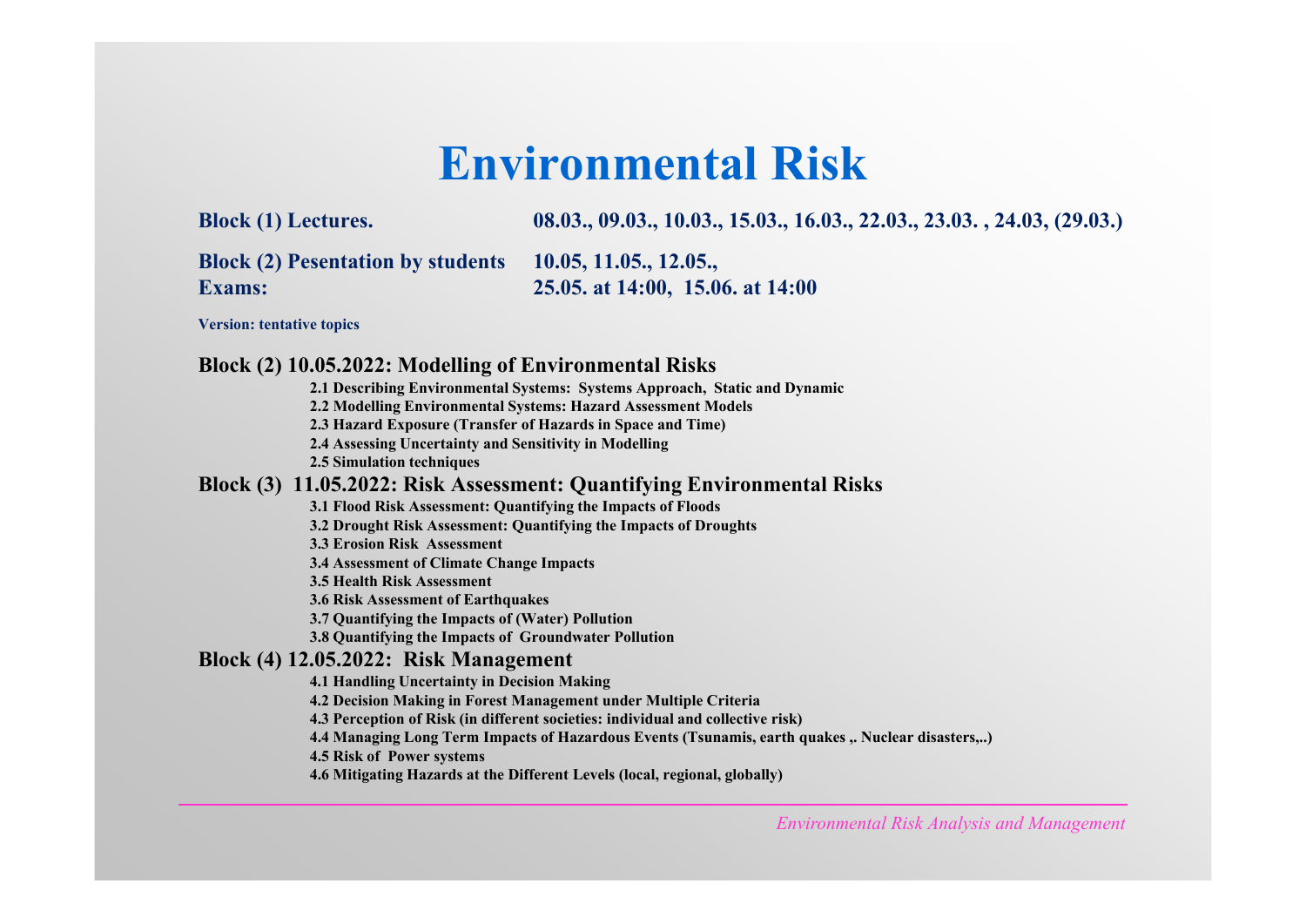# Environmental Risk

| | |
|---|---|
| **Block (1) Lectures.** | **08.03., 09.03., 10.03., 15.03., 16.03., 22.03., 23.03. , 24.03, (29.03.)** |
| **Block (2) Pesentation by students** | **10.05, 11.05., 12.05.,** |
| **Exams:** | **25.05. at 14:00, 15.06. at 14:00** |

**Version: tentative topics**

## Block (2) 10.05.2022: Modelling of Environmental Risks

- **2.1 Describing Environmental Systems: Systems Approach, Static and Dynamic**
- **2.2 Modelling Environmental Systems: Hazard Assessment Models**
- **2.3 Hazard Exposure (Transfer of Hazards in Space and Time)**
- **2.4 Assessing Uncertainty and Sensitivity in Modelling**
- **2.5 Simulation techniques**

## Block (3) 11.05.2022: Risk Assessment: Quantifying Environmental Risks

- **3.1 Flood Risk Assessment: Quantifying the Impacts of Floods**
- **3.2 Drought Risk Assessment: Quantifying the Impacts of Droughts**
- **3.3 Erosion Risk Assessment**
- **3.4 Assessment of Climate Change Impacts**
- **3.5 Health Risk Assessment**
- **3.6 Risk Assessment of Earthquakes**
- **3.7 Quantifying the Impacts of (Water) Pollution**
- **3.8 Quantifying the Impacts of Groundwater Pollution**

## Block (4) 12.05.2022: Risk Management

- **4.1 Handling Uncertainty in Decision Making**
- **4.2 Decision Making in Forest Management under Multiple Criteria**
- **4.3 Perception of Risk (in different societies: individual and collective risk)**
- **4.4 Managing Long Term Impacts of Hazardous Events (Tsunamis, earth quakes ,. Nuclear disasters,..)**
- **4.5 Risk of Power systems**
- **4.6 Mitigating Hazards at the Different Levels (local, regional, globally)**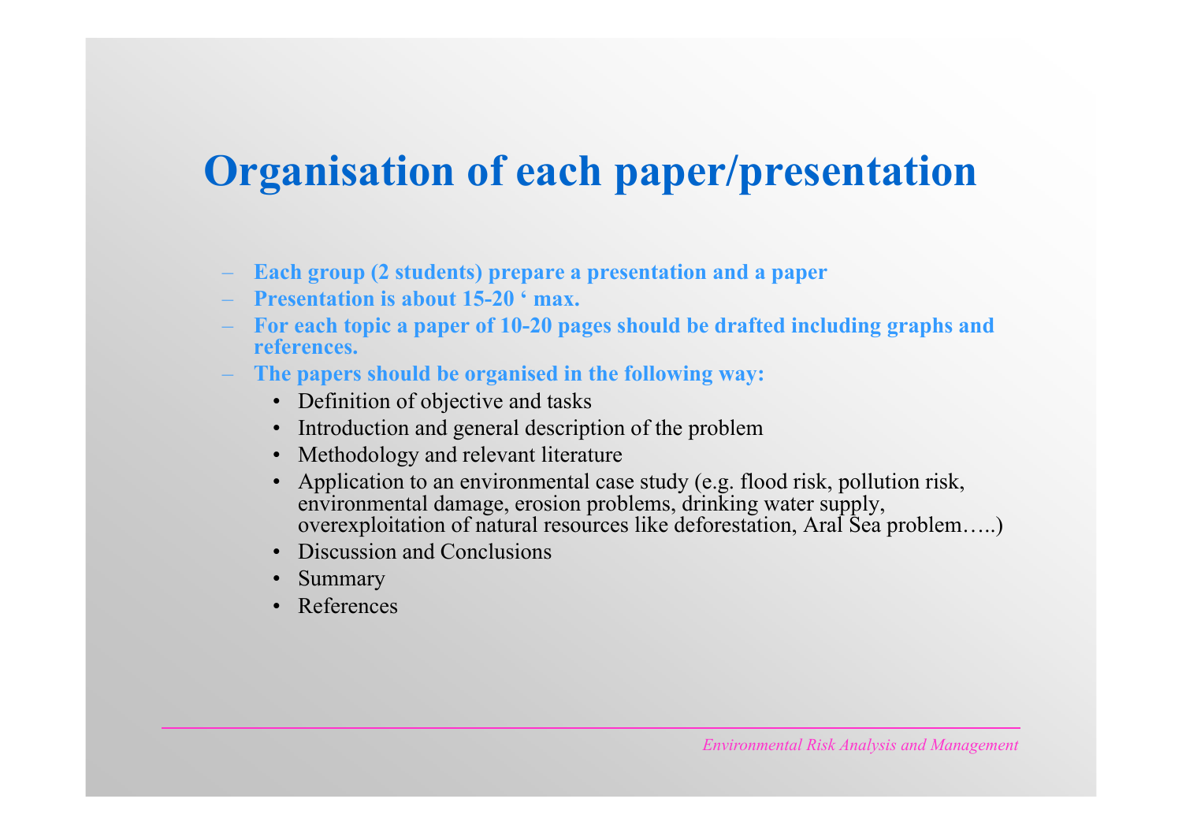# Organisation of each paper/presentation

- **Each group (2 students) prepare a presentation and a paper**
- **Presentation is about 15-20 ' max.**
- **For each topic a paper of 10-20 pages should be drafted including graphs and references.**
- **The papers should be organised in the following way:**
  - Definition of objective and tasks
  - Introduction and general description of the problem
  - Methodology and relevant literature
  - Application to an environmental case study (e.g. flood risk, pollution risk, environmental damage, erosion problems, drinking water supply, overexploitation of natural resources like deforestation, Aral Sea problem…..)
  - Discussion and Conclusions
  - Summary
  - References